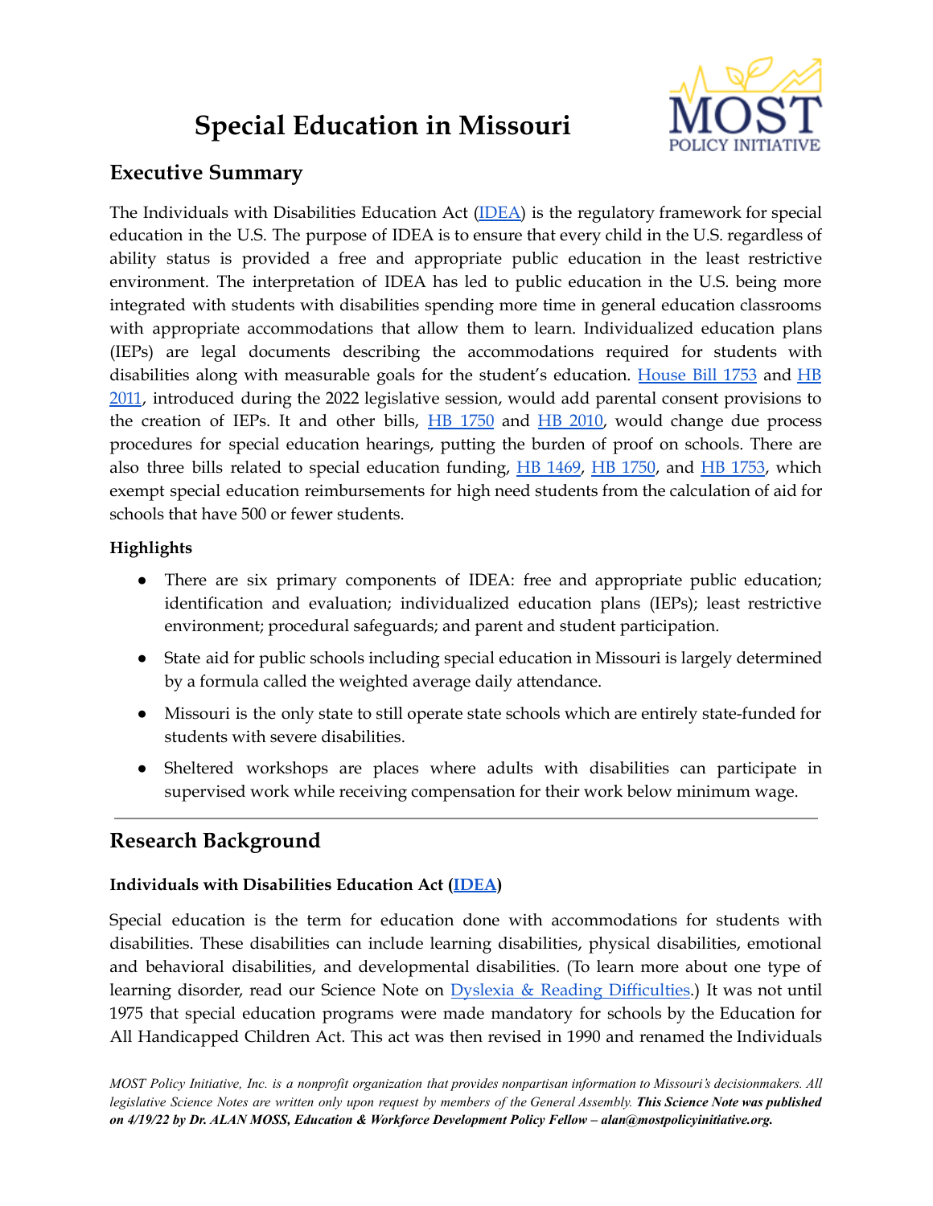# Special Education in Missouri

## Executive Summary

The Individuals with Disabilities Education Act (IDEA) is the regulatory framework for special education in the U.S. The purpose of IDEA is to ensure that every child in the U.S. regardless of ability status is provided a free and appropriate public education in the least restrictive environment. The interpretation of IDEA has led to public education in the U.S. being more integrated with students with disabilities spending more time in general education classrooms with appropriate accommodations that allow them to learn. Individualized education plans (IEPs) are legal documents describing the accommodations required for students with disabilities along with measurable goals for the student's education. House Bill 1753 and HB 2011, introduced during the 2022 legislative session, would add parental consent provisions to the creation of IEPs. It and other bills, HB 1750 and HB 2010, would change due process procedures for special education hearings, putting the burden of proof on schools. There are also three bills related to special education funding, HB 1469, HB 1750, and HB 1753, which exempt special education reimbursements for high need students from the calculation of aid for schools that have 500 or fewer students.

### Highlights

- There are six primary components of IDEA: free and appropriate public education; identification and evaluation; individualized education plans (IEPs); least restrictive environment; procedural safeguards; and parent and student participation.
- State aid for public schools including special education in Missouri is largely determined by a formula called the weighted average daily attendance.
- Missouri is the only state to still operate state schools which are entirely state-funded for students with severe disabilities.
- Sheltered workshops are places where adults with disabilities can participate in supervised work while receiving compensation for their work below minimum wage.

---

## Research Background

### Individuals with Disabilities Education Act (IDEA)

Special education is the term for education done with accommodations for students with disabilities. These disabilities can include learning disabilities, physical disabilities, emotional and behavioral disabilities, and developmental disabilities. (To learn more about one type of learning disorder, read our Science Note on Dyslexia & Reading Difficulties.) It was not until 1975 that special education programs were made mandatory for schools by the Education for All Handicapped Children Act. This act was then revised in 1990 and renamed the Individuals

*MOST Policy Initiative, Inc. is a nonprofit organization that provides nonpartisan information to Missouri's decisionmakers. All legislative Science Notes are written only upon request by members of the General Assembly.* ***This Science Note was published on 4/19/22 by Dr. ALAN MOSS, Education & Workforce Development Policy Fellow – alan@mostpolicyinitiative.org.***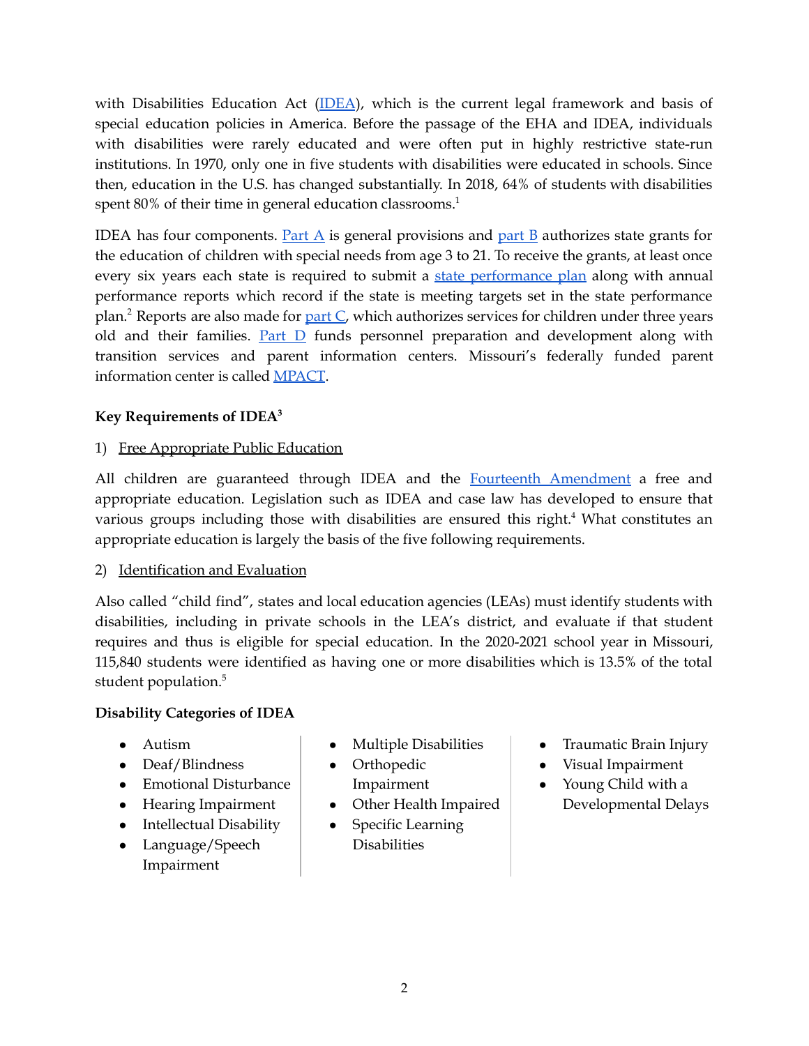with Disabilities Education Act (IDEA), which is the current legal framework and basis of special education policies in America. Before the passage of the EHA and IDEA, individuals with disabilities were rarely educated and were often put in highly restrictive state-run institutions. In 1970, only one in five students with disabilities were educated in schools. Since then, education in the U.S. has changed substantially. In 2018, 64% of students with disabilities spent 80% of their time in general education classrooms.[1]

IDEA has four components. Part A is general provisions and part B authorizes state grants for the education of children with special needs from age 3 to 21. To receive the grants, at least once every six years each state is required to submit a state performance plan along with annual performance reports which record if the state is meeting targets set in the state performance plan.[2] Reports are also made for part C, which authorizes services for children under three years old and their families. Part D funds personnel preparation and development along with transition services and parent information centers. Missouri's federally funded parent information center is called MPACT.

**Key Requirements of IDEA[3]**

1) Free Appropriate Public Education

All children are guaranteed through IDEA and the Fourteenth Amendment a free and appropriate education. Legislation such as IDEA and case law has developed to ensure that various groups including those with disabilities are ensured this right.[4] What constitutes an appropriate education is largely the basis of the five following requirements.

2) Identification and Evaluation

Also called "child find", states and local education agencies (LEAs) must identify students with disabilities, including in private schools in the LEA's district, and evaluate if that student requires and thus is eligible for special education. In the 2020-2021 school year in Missouri, 115,840 students were identified as having one or more disabilities which is 13.5% of the total student population.[5]

**Disability Categories of IDEA**

- Autism
- Deaf/Blindness
- Emotional Disturbance
- Hearing Impairment
- Intellectual Disability
- Language/Speech Impairment
- Multiple Disabilities
- Orthopedic Impairment
- Other Health Impaired
- Specific Learning Disabilities
- Traumatic Brain Injury
- Visual Impairment
- Young Child with a Developmental Delays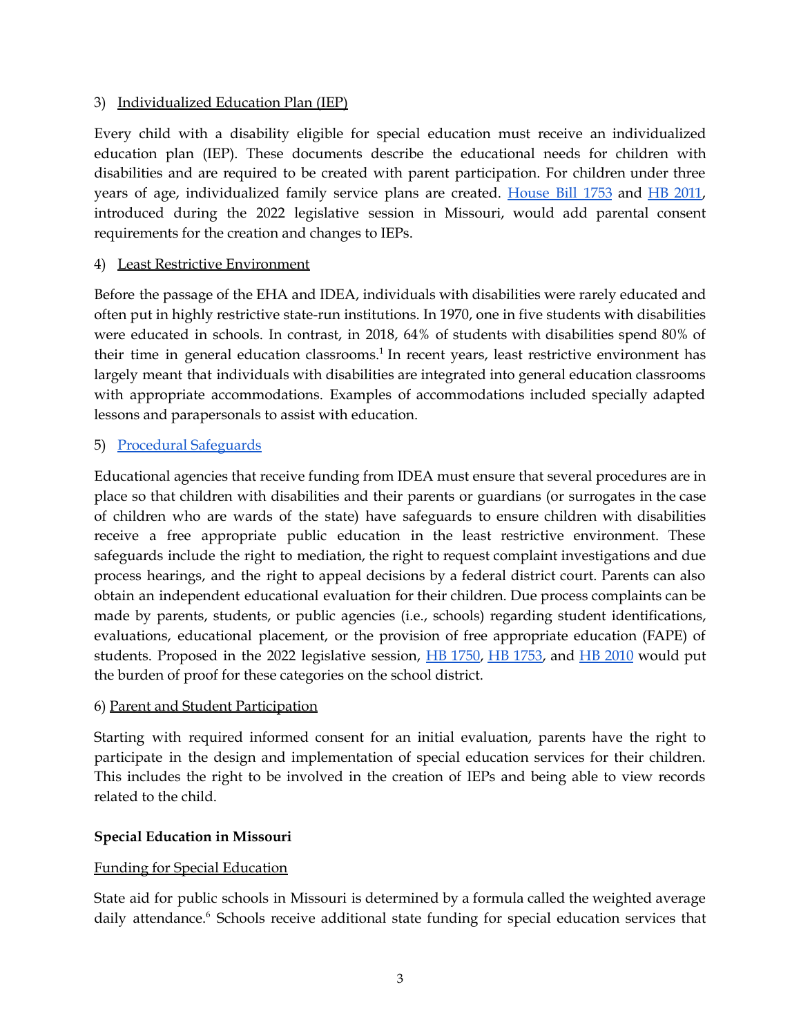3) Individualized Education Plan (IEP)

Every child with a disability eligible for special education must receive an individualized education plan (IEP). These documents describe the educational needs for children with disabilities and are required to be created with parent participation. For children under three years of age, individualized family service plans are created. House Bill 1753 and HB 2011, introduced during the 2022 legislative session in Missouri, would add parental consent requirements for the creation and changes to IEPs.

4) Least Restrictive Environment

Before the passage of the EHA and IDEA, individuals with disabilities were rarely educated and often put in highly restrictive state-run institutions. In 1970, one in five students with disabilities were educated in schools. In contrast, in 2018, 64% of students with disabilities spend 80% of their time in general education classrooms.[1] In recent years, least restrictive environment has largely meant that individuals with disabilities are integrated into general education classrooms with appropriate accommodations. Examples of accommodations included specially adapted lessons and parapersonals to assist with education.

5) Procedural Safeguards

Educational agencies that receive funding from IDEA must ensure that several procedures are in place so that children with disabilities and their parents or guardians (or surrogates in the case of children who are wards of the state) have safeguards to ensure children with disabilities receive a free appropriate public education in the least restrictive environment. These safeguards include the right to mediation, the right to request complaint investigations and due process hearings, and the right to appeal decisions by a federal district court. Parents can also obtain an independent educational evaluation for their children. Due process complaints can be made by parents, students, or public agencies (i.e., schools) regarding student identifications, evaluations, educational placement, or the provision of free appropriate education (FAPE) of students. Proposed in the 2022 legislative session, HB 1750, HB 1753, and HB 2010 would put the burden of proof for these categories on the school district.

6) Parent and Student Participation

Starting with required informed consent for an initial evaluation, parents have the right to participate in the design and implementation of special education services for their children. This includes the right to be involved in the creation of IEPs and being able to view records related to the child.

**Special Education in Missouri**

Funding for Special Education

State aid for public schools in Missouri is determined by a formula called the weighted average daily attendance.[6] Schools receive additional state funding for special education services that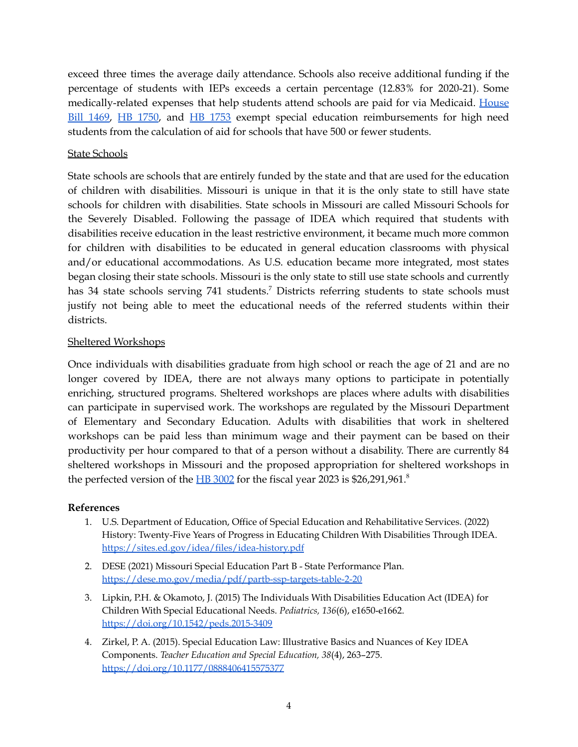exceed three times the average daily attendance. Schools also receive additional funding if the percentage of students with IEPs exceeds a certain percentage (12.83% for 2020-21). Some medically-related expenses that help students attend schools are paid for via Medicaid. House Bill 1469, HB 1750, and HB 1753 exempt special education reimbursements for high need students from the calculation of aid for schools that have 500 or fewer students.

State Schools

State schools are schools that are entirely funded by the state and that are used for the education of children with disabilities. Missouri is unique in that it is the only state to still have state schools for children with disabilities. State schools in Missouri are called Missouri Schools for the Severely Disabled. Following the passage of IDEA which required that students with disabilities receive education in the least restrictive environment, it became much more common for children with disabilities to be educated in general education classrooms with physical and/or educational accommodations. As U.S. education became more integrated, most states began closing their state schools. Missouri is the only state to still use state schools and currently has 34 state schools serving 741 students.[7] Districts referring students to state schools must justify not being able to meet the educational needs of the referred students within their districts.

Sheltered Workshops

Once individuals with disabilities graduate from high school or reach the age of 21 and are no longer covered by IDEA, there are not always many options to participate in potentially enriching, structured programs. Sheltered workshops are places where adults with disabilities can participate in supervised work. The workshops are regulated by the Missouri Department of Elementary and Secondary Education. Adults with disabilities that work in sheltered workshops can be paid less than minimum wage and their payment can be based on their productivity per hour compared to that of a person without a disability. There are currently 84 sheltered workshops in Missouri and the proposed appropriation for sheltered workshops in the perfected version of the HB 3002 for the fiscal year 2023 is $26,291,961.[8]

**References**

1. U.S. Department of Education, Office of Special Education and Rehabilitative Services. (2022) History: Twenty-Five Years of Progress in Educating Children With Disabilities Through IDEA. https://sites.ed.gov/idea/files/idea-history.pdf
2. DESE (2021) Missouri Special Education Part B - State Performance Plan. https://dese.mo.gov/media/pdf/partb-ssp-targets-table-2-20
3. Lipkin, P.H. & Okamoto, J. (2015) The Individuals With Disabilities Education Act (IDEA) for Children With Special Educational Needs. *Pediatrics, 136*(6), e1650-e1662. https://doi.org/10.1542/peds.2015-3409
4. Zirkel, P. A. (2015). Special Education Law: Illustrative Basics and Nuances of Key IDEA Components. *Teacher Education and Special Education, 38*(4), 263–275. https://doi.org/10.1177/0888406415575377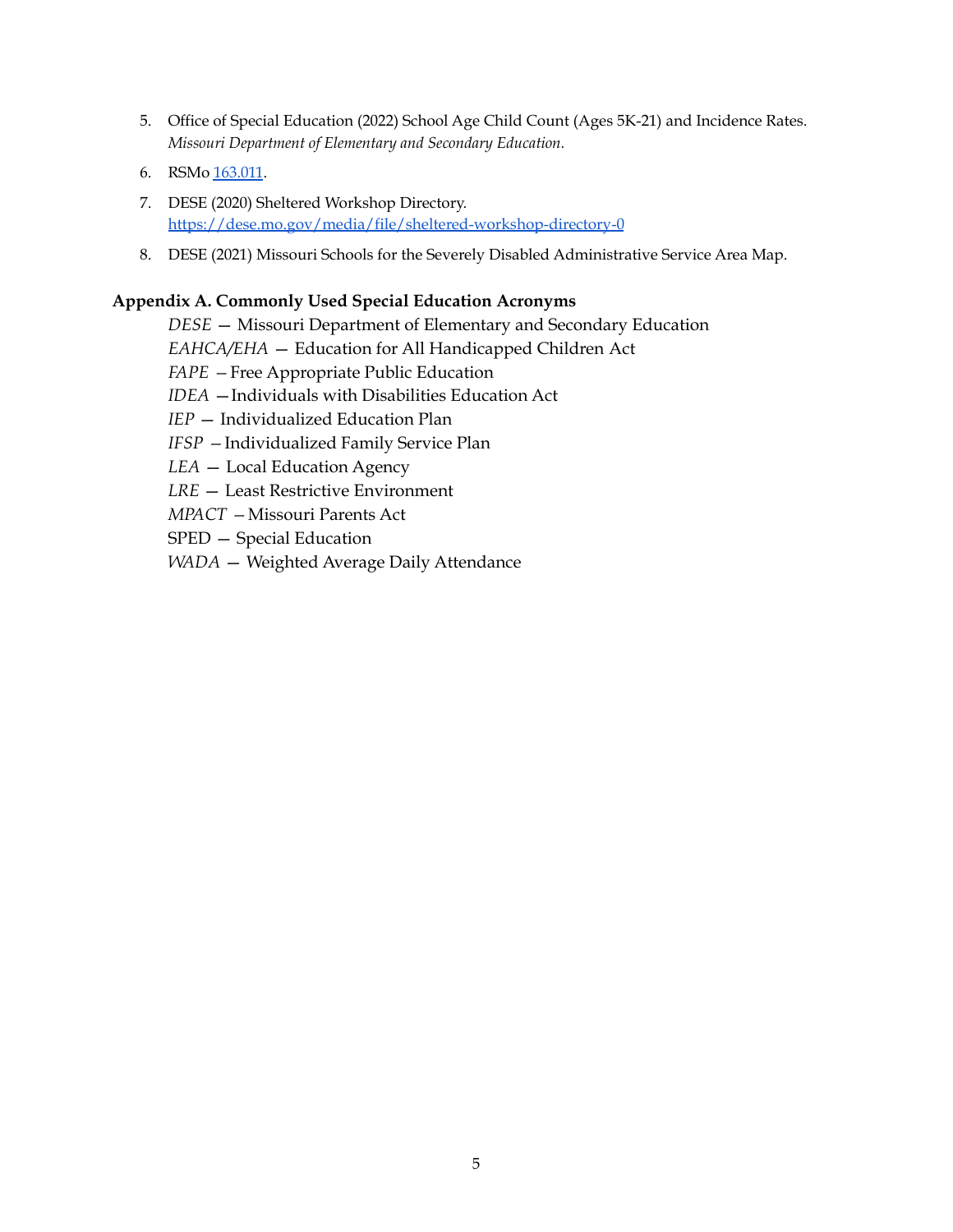5. Office of Special Education (2022) School Age Child Count (Ages 5K-21) and Incidence Rates. *Missouri Department of Elementary and Secondary Education.*
6. RSMo [163.011](163.011).
7. DESE (2020) Sheltered Workshop Directory. [https://dese.mo.gov/media/file/sheltered-workshop-directory-0](https://dese.mo.gov/media/file/sheltered-workshop-directory-0)
8. DESE (2021) Missouri Schools for the Severely Disabled Administrative Service Area Map.

**Appendix A. Commonly Used Special Education Acronyms**

*DESE* — Missouri Department of Elementary and Secondary Education
*EAHCA/EHA* — Education for All Handicapped Children Act
*FAPE* – Free Appropriate Public Education
*IDEA* —Individuals with Disabilities Education Act
*IEP* — Individualized Education Plan
*IFSP* – Individualized Family Service Plan
*LEA* — Local Education Agency
*LRE* — Least Restrictive Environment
*MPACT* – Missouri Parents Act
SPED — Special Education
*WADA* — Weighted Average Daily Attendance